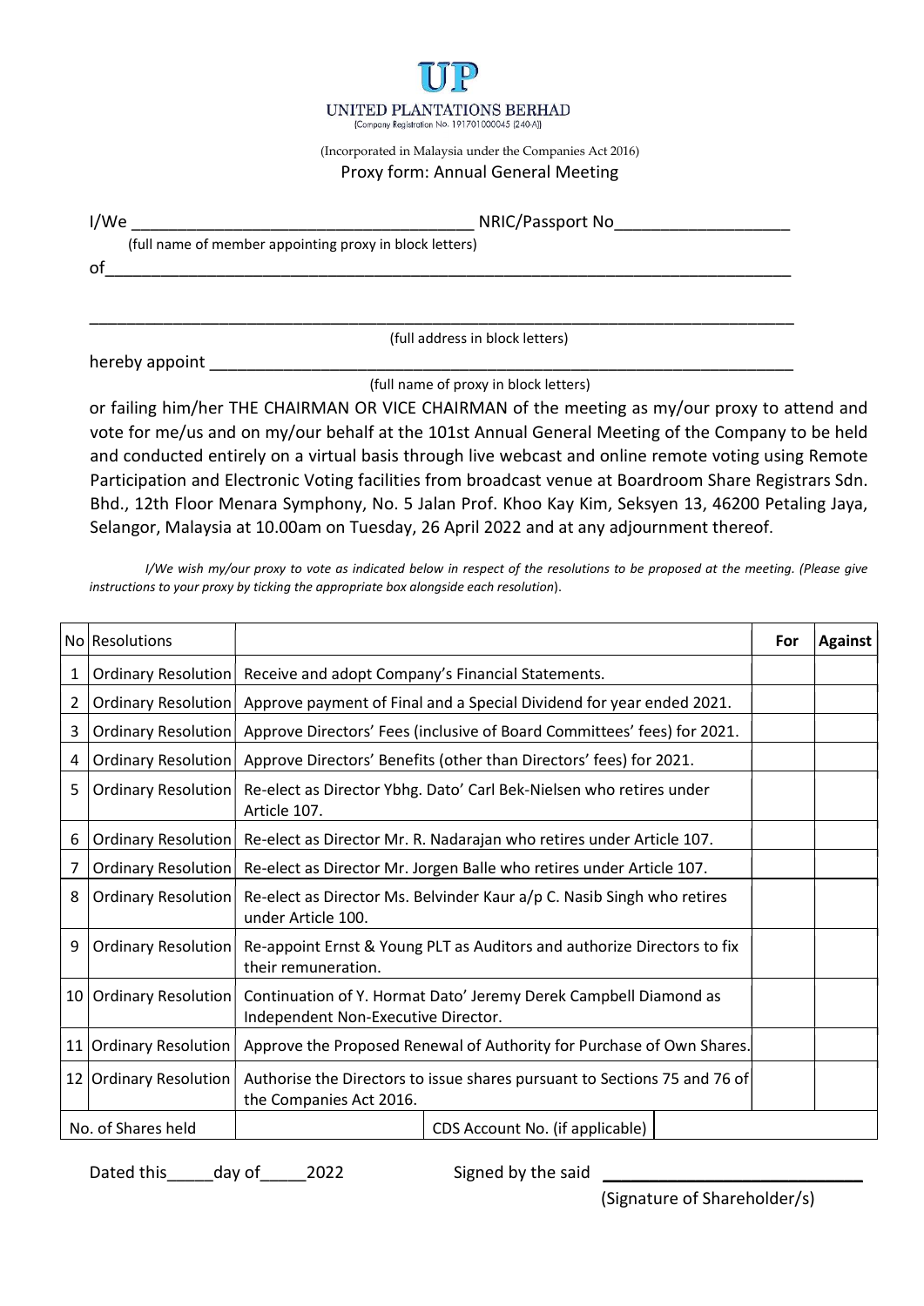# UP

**UNITED PLANTATIONS BERHAD**
(Company Registration No. 191701000045 (240-A))

(Incorporated in Malaysia under the Companies Act 2016)

## Proxy form: Annual General Meeting

I/We ____________________________________ NRIC/Passport No__________________
(full name of member appointing proxy in block letters)

of___________________________________________________________________________

_____________________________________________________________________________
(full address in block letters)

hereby appoint _______________________________________________________________
(full name of proxy in block letters)

or failing him/her THE CHAIRMAN OR VICE CHAIRMAN of the meeting as my/our proxy to attend and vote for me/us and on my/our behalf at the 101st Annual General Meeting of the Company to be held and conducted entirely on a virtual basis through live webcast and online remote voting using Remote Participation and Electronic Voting facilities from broadcast venue at Boardroom Share Registrars Sdn. Bhd., 12th Floor Menara Symphony, No. 5 Jalan Prof. Khoo Kay Kim, Seksyen 13, 46200 Petaling Jaya, Selangor, Malaysia at 10.00am on Tuesday, 26 April 2022 and at any adjournment thereof.

*I/We wish my/our proxy to vote as indicated below in respect of the resolutions to be proposed at the meeting. (Please give instructions to your proxy by ticking the appropriate box alongside each resolution*).

| No | Resolutions | | For | Against |
|---|---|---|---|---|
| 1 | Ordinary Resolution | Receive and adopt Company's Financial Statements. | | |
| 2 | Ordinary Resolution | Approve payment of Final and a Special Dividend for year ended 2021. | | |
| 3 | Ordinary Resolution | Approve Directors' Fees (inclusive of Board Committees' fees) for 2021. | | |
| 4 | Ordinary Resolution | Approve Directors' Benefits (other than Directors' fees) for 2021. | | |
| 5 | Ordinary Resolution | Re-elect as Director Ybhg. Dato' Carl Bek-Nielsen who retires under Article 107. | | |
| 6 | Ordinary Resolution | Re-elect as Director Mr. R. Nadarajan who retires under Article 107. | | |
| 7 | Ordinary Resolution | Re-elect as Director Mr. Jorgen Balle who retires under Article 107. | | |
| 8 | Ordinary Resolution | Re-elect as Director Ms. Belvinder Kaur a/p C. Nasib Singh who retires under Article 100. | | |
| 9 | Ordinary Resolution | Re-appoint Ernst & Young PLT as Auditors and authorize Directors to fix their remuneration. | | |
| 10 | Ordinary Resolution | Continuation of Y. Hormat Dato' Jeremy Derek Campbell Diamond as Independent Non-Executive Director. | | |
| 11 | Ordinary Resolution | Approve the Proposed Renewal of Authority for Purchase of Own Shares. | | |
| 12 | Ordinary Resolution | Authorise the Directors to issue shares pursuant to Sections 75 and 76 of the Companies Act 2016. | | |
| No. of Shares held | | | CDS Account No. (if applicable) | |

Dated this_____day of_____2022 Signed by the said ____________________________

(Signature of Shareholder/s)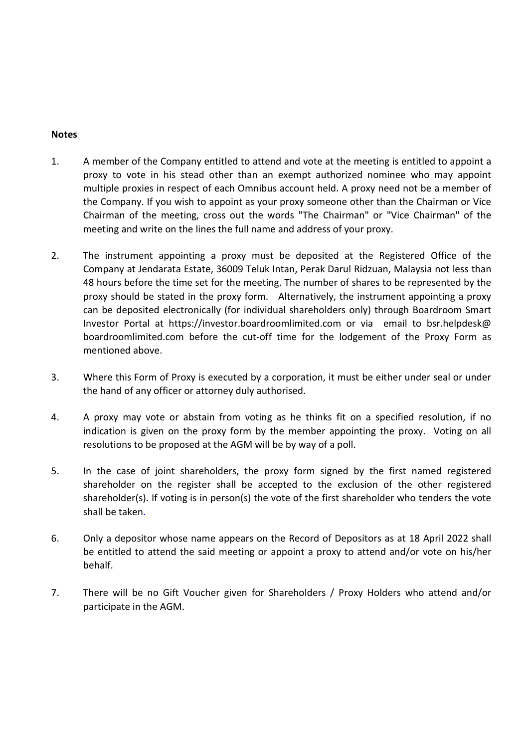**Notes**

1. A member of the Company entitled to attend and vote at the meeting is entitled to appoint a proxy to vote in his stead other than an exempt authorized nominee who may appoint multiple proxies in respect of each Omnibus account held. A proxy need not be a member of the Company. If you wish to appoint as your proxy someone other than the Chairman or Vice Chairman of the meeting, cross out the words "The Chairman" or "Vice Chairman" of the meeting and write on the lines the full name and address of your proxy.

2. The instrument appointing a proxy must be deposited at the Registered Office of the Company at Jendarata Estate, 36009 Teluk Intan, Perak Darul Ridzuan, Malaysia not less than 48 hours before the time set for the meeting. The number of shares to be represented by the proxy should be stated in the proxy form. Alternatively, the instrument appointing a proxy can be deposited electronically (for individual shareholders only) through Boardroom Smart Investor Portal at https://investor.boardroomlimited.com or via email to bsr.helpdesk@ boardroomlimited.com before the cut-off time for the lodgement of the Proxy Form as mentioned above.

3. Where this Form of Proxy is executed by a corporation, it must be either under seal or under the hand of any officer or attorney duly authorised.

4. A proxy may vote or abstain from voting as he thinks fit on a specified resolution, if no indication is given on the proxy form by the member appointing the proxy. Voting on all resolutions to be proposed at the AGM will be by way of a poll.

5. In the case of joint shareholders, the proxy form signed by the first named registered shareholder on the register shall be accepted to the exclusion of the other registered shareholder(s). If voting is in person(s) the vote of the first shareholder who tenders the vote shall be taken.

6. Only a depositor whose name appears on the Record of Depositors as at 18 April 2022 shall be entitled to attend the said meeting or appoint a proxy to attend and/or vote on his/her behalf.

7. There will be no Gift Voucher given for Shareholders / Proxy Holders who attend and/or participate in the AGM.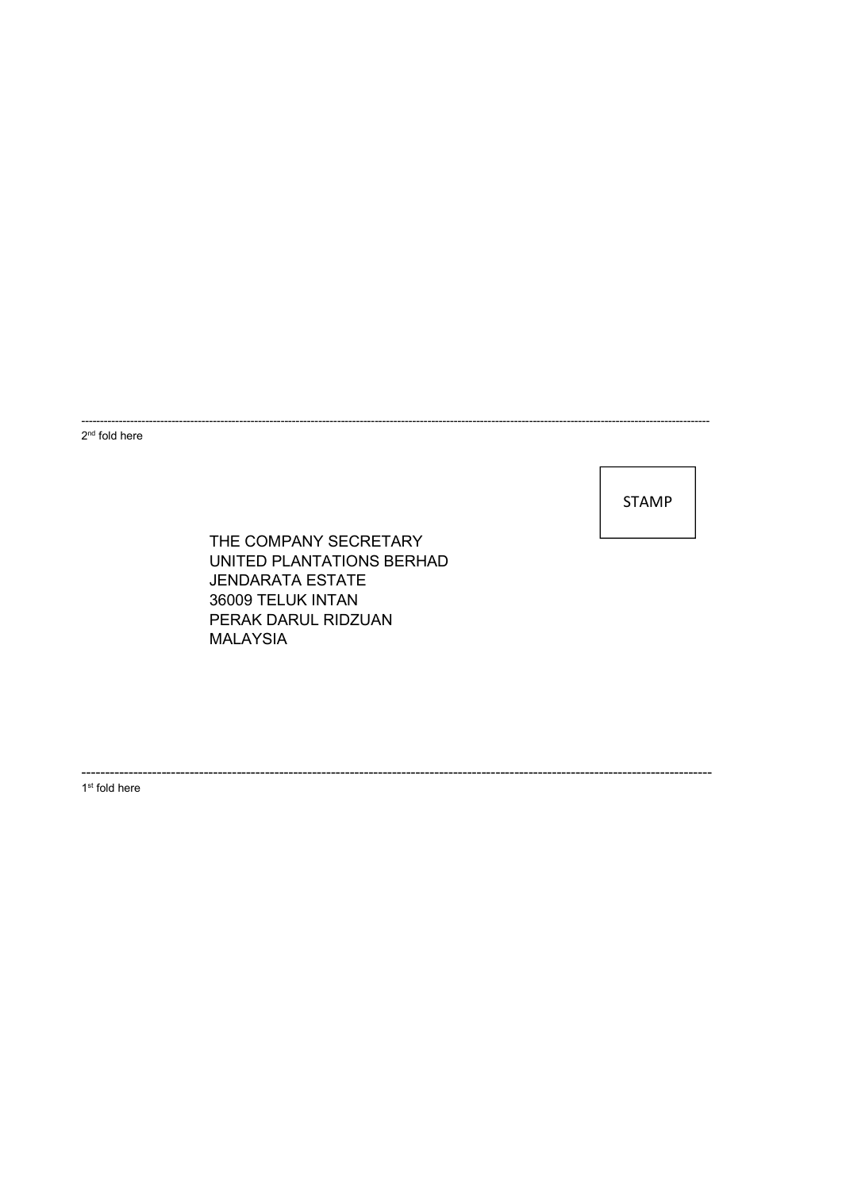---

2nd fold here

STAMP

THE COMPANY SECRETARY
UNITED PLANTATIONS BERHAD
JENDARATA ESTATE
36009 TELUK INTAN
PERAK DARUL RIDZUAN
MALAYSIA

---

1st fold here